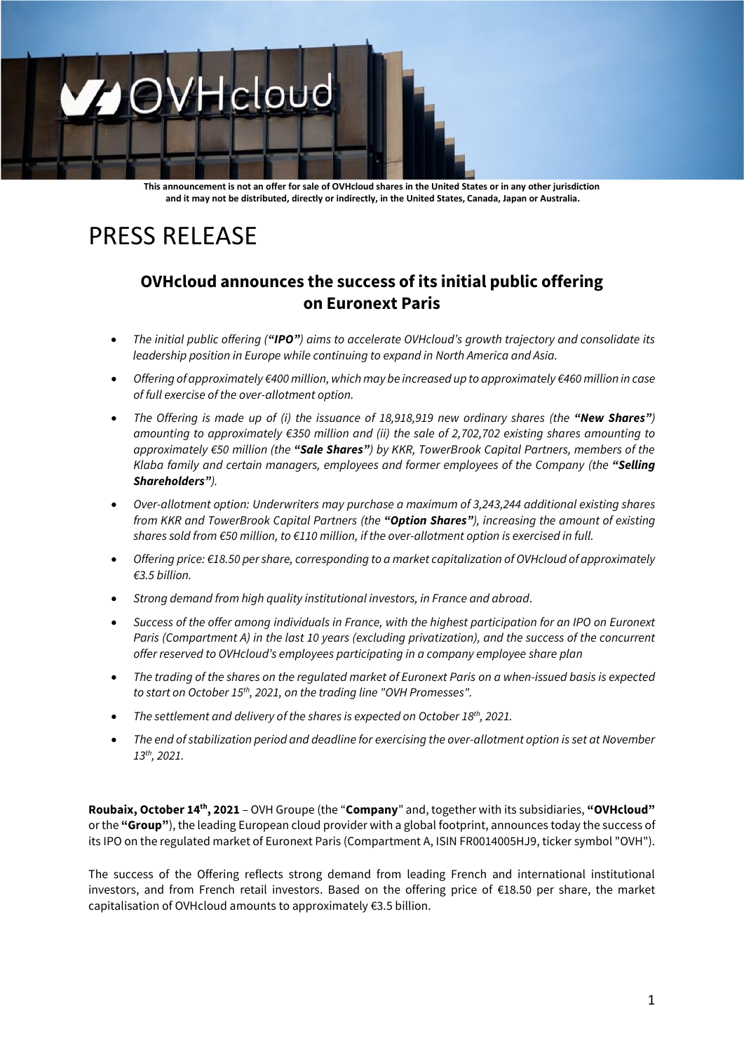**This announcement is not an offer for sale of OVHcloud shares in the United States or in any other jurisdiction and it may not be distributed, directly or indirectly, in the United States, Canada, Japan or Australia.**

# PRESS RELEASE

## OVHcloud announces the success of its initial public offering on Euronext Paris

- *The initial public offering (**"IPO"**) aims to accelerate OVHcloud's growth trajectory and consolidate its leadership position in Europe while continuing to expand in North America and Asia.*
- *Offering of approximately €400 million, which may be increased up to approximately €460 million in case of full exercise of the over-allotment option.*
- *The Offering is made up of (i) the issuance of 18,918,919 new ordinary shares (the **"New Shares"**) amounting to approximately €350 million and (ii) the sale of 2,702,702 existing shares amounting to approximately €50 million (the **"Sale Shares"**) by KKR, TowerBrook Capital Partners, members of the Klaba family and certain managers, employees and former employees of the Company (the **"Selling Shareholders"**).*
- *Over-allotment option: Underwriters may purchase a maximum of 3,243,244 additional existing shares from KKR and TowerBrook Capital Partners (the **"Option Shares"**), increasing the amount of existing shares sold from €50 million, to €110 million, if the over-allotment option is exercised in full.*
- *Offering price: €18.50 per share, corresponding to a market capitalization of OVHcloud of approximately €3.5 billion.*
- *Strong demand from high quality institutional investors, in France and abroad.*
- *Success of the offer among individuals in France, with the highest participation for an IPO on Euronext Paris (Compartment A) in the last 10 years (excluding privatization), and the success of the concurrent offer reserved to OVHcloud's employees participating in a company employee share plan*
- *The trading of the shares on the regulated market of Euronext Paris on a when-issued basis is expected to start on October 15th, 2021, on the trading line "OVH Promesses".*
- *The settlement and delivery of the shares is expected on October 18th, 2021.*
- *The end of stabilization period and deadline for exercising the over-allotment option is set at November 13th, 2021.*

**Roubaix, October 14th, 2021** – OVH Groupe (the "**Company**" and, together with its subsidiaries, **"OVHcloud"** or the **"Group"**), the leading European cloud provider with a global footprint, announces today the success of its IPO on the regulated market of Euronext Paris (Compartment A, ISIN FR0014005HJ9, ticker symbol "OVH").

The success of the Offering reflects strong demand from leading French and international institutional investors, and from French retail investors. Based on the offering price of €18.50 per share, the market capitalisation of OVHcloud amounts to approximately €3.5 billion.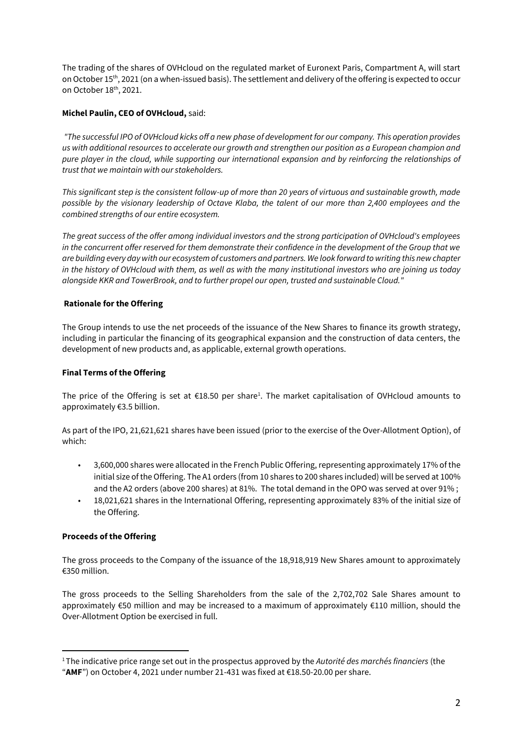The trading of the shares of OVHcloud on the regulated market of Euronext Paris, Compartment A, will start on October 15th, 2021 (on a when-issued basis). The settlement and delivery of the offering is expected to occur on October 18th, 2021.

**Michel Paulin, CEO of OVHcloud,** said:

*"The successful IPO of OVHcloud kicks off a new phase of development for our company. This operation provides us with additional resources to accelerate our growth and strengthen our position as a European champion and pure player in the cloud, while supporting our international expansion and by reinforcing the relationships of trust that we maintain with our stakeholders.*

*This significant step is the consistent follow-up of more than 20 years of virtuous and sustainable growth, made possible by the visionary leadership of Octave Klaba, the talent of our more than 2,400 employees and the combined strengths of our entire ecosystem.*

*The great success of the offer among individual investors and the strong participation of OVHcloud's employees in the concurrent offer reserved for them demonstrate their confidence in the development of the Group that we are building every day with our ecosystem of customers and partners. We look forward to writing this new chapter in the history of OVHcloud with them, as well as with the many institutional investors who are joining us today alongside KKR and TowerBrook, and to further propel our open, trusted and sustainable Cloud."*

**Rationale for the Offering**

The Group intends to use the net proceeds of the issuance of the New Shares to finance its growth strategy, including in particular the financing of its geographical expansion and the construction of data centers, the development of new products and, as applicable, external growth operations.

**Final Terms of the Offering**

The price of the Offering is set at €18.50 per share[1]. The market capitalisation of OVHcloud amounts to approximately €3.5 billion.

As part of the IPO, 21,621,621 shares have been issued (prior to the exercise of the Over-Allotment Option), of which:

- 3,600,000 shares were allocated in the French Public Offering, representing approximately 17% of the initial size of the Offering. The A1 orders (from 10 shares to 200 shares included) will be served at 100% and the A2 orders (above 200 shares) at 81%. The total demand in the OPO was served at over 91% ;
- 18,021,621 shares in the International Offering, representing approximately 83% of the initial size of the Offering.

**Proceeds of the Offering**

The gross proceeds to the Company of the issuance of the 18,918,919 New Shares amount to approximately €350 million.

The gross proceeds to the Selling Shareholders from the sale of the 2,702,702 Sale Shares amount to approximately €50 million and may be increased to a maximum of approximately €110 million, should the Over-Allotment Option be exercised in full.

[1] The indicative price range set out in the prospectus approved by the *Autorité des marchés financiers* (the "**AMF**") on October 4, 2021 under number 21-431 was fixed at €18.50-20.00 per share.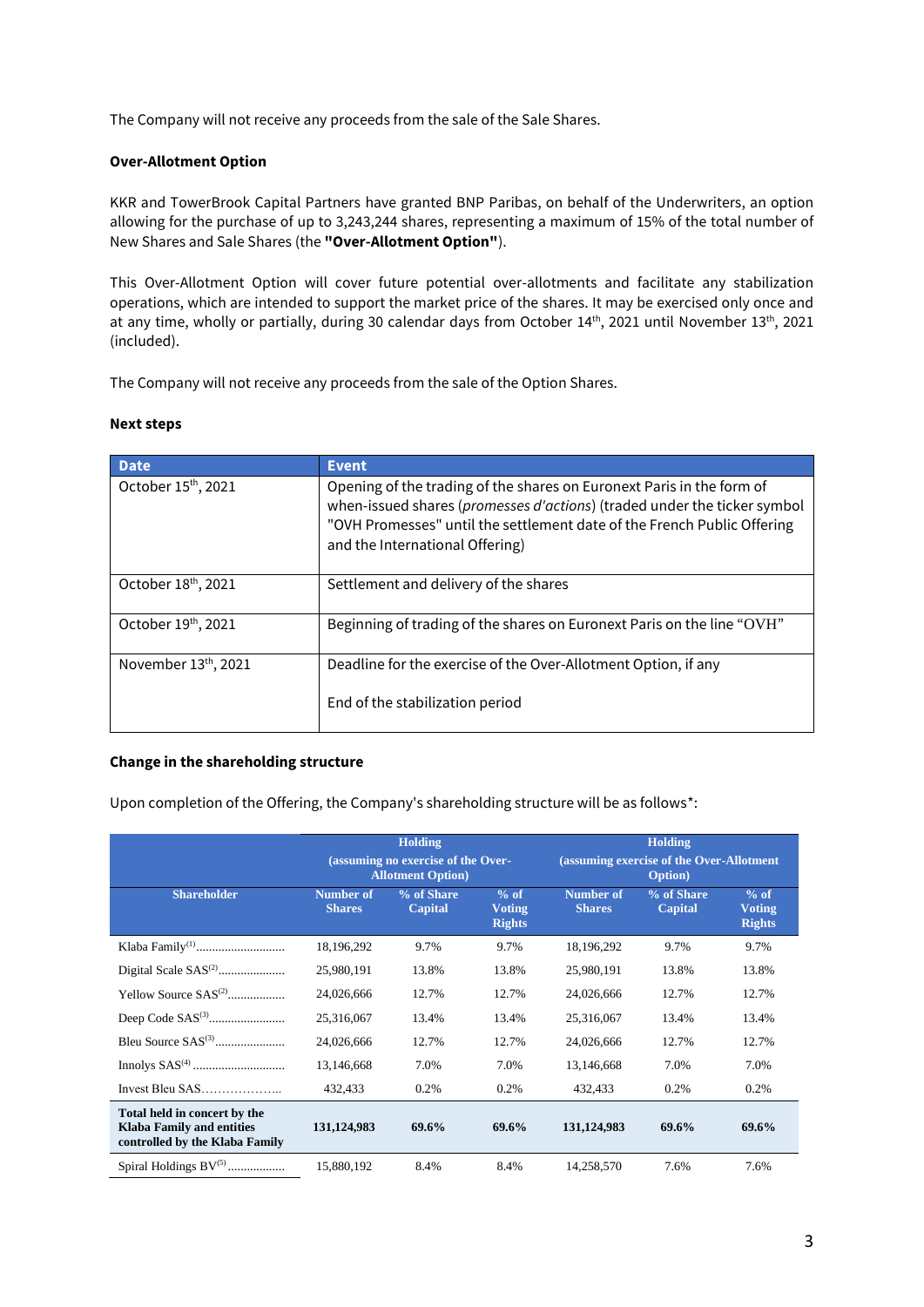The Company will not receive any proceeds from the sale of the Sale Shares.

**Over-Allotment Option**

KKR and TowerBrook Capital Partners have granted BNP Paribas, on behalf of the Underwriters, an option allowing for the purchase of up to 3,243,244 shares, representing a maximum of 15% of the total number of New Shares and Sale Shares (the **"Over-Allotment Option"**).

This Over-Allotment Option will cover future potential over-allotments and facilitate any stabilization operations, which are intended to support the market price of the shares. It may be exercised only once and at any time, wholly or partially, during 30 calendar days from October 14th, 2021 until November 13th, 2021 (included).

The Company will not receive any proceeds from the sale of the Option Shares.

**Next steps**

| Date | Event |
|---|---|
| October 15th, 2021 | Opening of the trading of the shares on Euronext Paris in the form of when-issued shares (*promesses d'actions*) (traded under the ticker symbol "OVH Promesses" until the settlement date of the French Public Offering and the International Offering) |
| October 18th, 2021 | Settlement and delivery of the shares |
| October 19th, 2021 | Beginning of trading of the shares on Euronext Paris on the line "OVH" |
| November 13th, 2021 | Deadline for the exercise of the Over-Allotment Option, if any<br><br>End of the stabilization period |

**Change in the shareholding structure**

Upon completion of the Offering, the Company's shareholding structure will be as follows*:

| | Holding (assuming no exercise of the Over-Allotment Option) | | | Holding (assuming exercise of the Over-Allotment Option) | | |
|---|---|---|---|---|---|---|
| **Shareholder** | **Number of Shares** | **% of Share Capital** | **% of Voting Rights** | **Number of Shares** | **% of Share Capital** | **% of Voting Rights** |
| Klaba Family[1]............................ | 18,196,292 | 9.7% | 9.7% | 18,196,292 | 9.7% | 9.7% |
| Digital Scale SAS[2]..................... | 25,980,191 | 13.8% | 13.8% | 25,980,191 | 13.8% | 13.8% |
| Yellow Source SAS[2]................. | 24,026,666 | 12.7% | 12.7% | 24,026,666 | 12.7% | 12.7% |
| Deep Code SAS[3]........................ | 25,316,067 | 13.4% | 13.4% | 25,316,067 | 13.4% | 13.4% |
| Bleu Source SAS[3]..................... | 24,026,666 | 12.7% | 12.7% | 24,026,666 | 12.7% | 12.7% |
| Innolys SAS[4] ............................. | 13,146,668 | 7.0% | 7.0% | 13,146,668 | 7.0% | 7.0% |
| Invest Bleu SAS……………….. | 432,433 | 0.2% | 0.2% | 432,433 | 0.2% | 0.2% |
| **Total held in concert by the Klaba Family and entities controlled by the Klaba Family** | **131,124,983** | **69.6%** | **69.6%** | **131,124,983** | **69.6%** | **69.6%** |
| Spiral Holdings BV[5] .................. | 15,880,192 | 8.4% | 8.4% | 14,258,570 | 7.6% | 7.6% |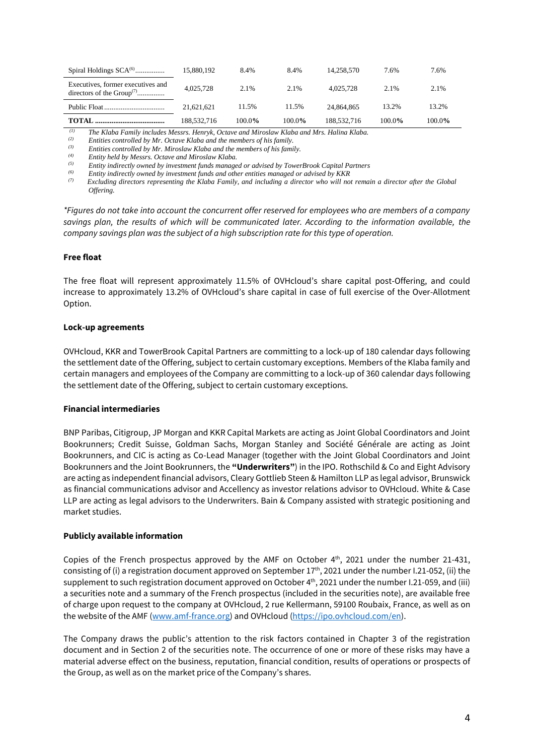| | | | | | | |
|---|---|---|---|---|---|---|
| Spiral Holdings SCA[(6)] | 15,880,192 | 8.4% | 8.4% | 14,258,570 | 7.6% | 7.6% |
| Executives, former executives and directors of the Group[(7)] | 4,025,728 | 2.1% | 2.1% | 4,025,728 | 2.1% | 2.1% |
| Public Float | 21,621,621 | 11.5% | 11.5% | 24,864,865 | 13.2% | 13.2% |
| **TOTAL** | 188,532,716 | 100.0**%** | 100.0**%** | 188,532,716 | 100.0**%** | 100.0**%** |

*(1) The Klaba Family includes Messrs. Henryk, Octave and Miroslaw Klaba and Mrs. Halina Klaba.*
*(2) Entities controlled by Mr. Octave Klaba and the members of his family.*
*(3) Entities controlled by Mr. Miroslaw Klaba and the members of his family.*
*(4) Entity held by Messrs. Octave and Miroslaw Klaba.*
*(5) Entity indirectly owned by investment funds managed or advised by TowerBrook Capital Partners*
*(6) Entity indirectly owned by investment funds and other entities managed or advised by KKR*
*(7) Excluding directors representing the Klaba Family, and including a director who will not remain a director after the Global Offering.*

*\*Figures do not take into account the concurrent offer reserved for employees who are members of a company savings plan, the results of which will be communicated later. According to the information available, the company savings plan was the subject of a high subscription rate for this type of operation.*

**Free float**

The free float will represent approximately 11.5% of OVHcloud's share capital post-Offering, and could increase to approximately 13.2% of OVHcloud's share capital in case of full exercise of the Over-Allotment Option.

**Lock-up agreements**

OVHcloud, KKR and TowerBrook Capital Partners are committing to a lock-up of 180 calendar days following the settlement date of the Offering, subject to certain customary exceptions. Members of the Klaba family and certain managers and employees of the Company are committing to a lock-up of 360 calendar days following the settlement date of the Offering, subject to certain customary exceptions.

**Financial intermediaries**

BNP Paribas, Citigroup, JP Morgan and KKR Capital Markets are acting as Joint Global Coordinators and Joint Bookrunners; Credit Suisse, Goldman Sachs, Morgan Stanley and Société Générale are acting as Joint Bookrunners, and CIC is acting as Co-Lead Manager (together with the Joint Global Coordinators and Joint Bookrunners and the Joint Bookrunners, the **"Underwriters"**) in the IPO. Rothschild & Co and Eight Advisory are acting as independent financial advisors, Cleary Gottlieb Steen & Hamilton LLP as legal advisor, Brunswick as financial communications advisor and Accellency as investor relations advisor to OVHcloud. White & Case LLP are acting as legal advisors to the Underwriters. Bain & Company assisted with strategic positioning and market studies.

**Publicly available information**

Copies of the French prospectus approved by the AMF on October 4th, 2021 under the number 21-431, consisting of (i) a registration document approved on September 17th, 2021 under the number I.21-052, (ii) the supplement to such registration document approved on October 4th, 2021 under the number I.21-059, and (iii) a securities note and a summary of the French prospectus (included in the securities note), are available free of charge upon request to the company at OVHcloud, 2 rue Kellermann, 59100 Roubaix, France, as well as on the website of the AMF (www.amf-france.org) and OVHcloud (https://ipo.ovhcloud.com/en).

The Company draws the public's attention to the risk factors contained in Chapter 3 of the registration document and in Section 2 of the securities note. The occurrence of one or more of these risks may have a material adverse effect on the business, reputation, financial condition, results of operations or prospects of the Group, as well as on the market price of the Company's shares.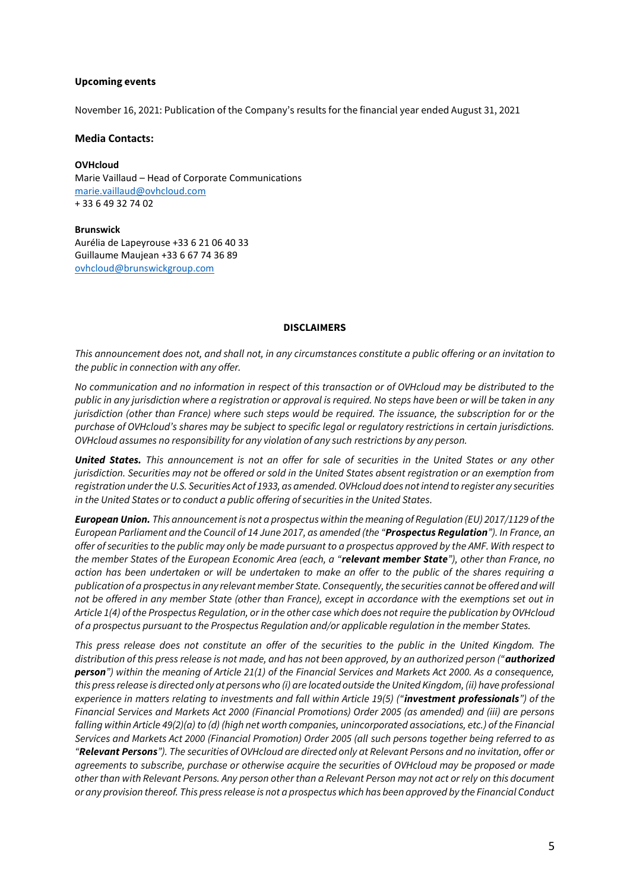**Upcoming events**

November 16, 2021: Publication of the Company's results for the financial year ended August 31, 2021

**Media Contacts:**

**OVHcloud**
Marie Vaillaud – Head of Corporate Communications
marie.vaillaud@ovhcloud.com
+ 33 6 49 32 74 02

**Brunswick**
Aurélia de Lapeyrouse +33 6 21 06 40 33
Guillaume Maujean +33 6 67 74 36 89
ovhcloud@brunswickgroup.com

**DISCLAIMERS**

*This announcement does not, and shall not, in any circumstances constitute a public offering or an invitation to the public in connection with any offer.*

*No communication and no information in respect of this transaction or of OVHcloud may be distributed to the public in any jurisdiction where a registration or approval is required. No steps have been or will be taken in any jurisdiction (other than France) where such steps would be required. The issuance, the subscription for or the purchase of OVHcloud's shares may be subject to specific legal or regulatory restrictions in certain jurisdictions. OVHcloud assumes no responsibility for any violation of any such restrictions by any person.*

***United States.*** *This announcement is not an offer for sale of securities in the United States or any other jurisdiction. Securities may not be offered or sold in the United States absent registration or an exemption from registration under the U.S. Securities Act of 1933, as amended. OVHcloud does not intend to register any securities in the United States or to conduct a public offering of securities in the United States.*

***European Union.*** *This announcement is not a prospectus within the meaning of Regulation (EU) 2017/1129 of the European Parliament and the Council of 14 June 2017, as amended (the "**Prospectus Regulation**"). In France, an offer of securities to the public may only be made pursuant to a prospectus approved by the AMF. With respect to the member States of the European Economic Area (each, a "**relevant member State**"), other than France, no action has been undertaken or will be undertaken to make an offer to the public of the shares requiring a publication of a prospectus in any relevant member State. Consequently, the securities cannot be offered and will not be offered in any member State (other than France), except in accordance with the exemptions set out in Article 1(4) of the Prospectus Regulation, or in the other case which does not require the publication by OVHcloud of a prospectus pursuant to the Prospectus Regulation and/or applicable regulation in the member States.*

*This press release does not constitute an offer of the securities to the public in the United Kingdom. The distribution of this press release is not made, and has not been approved, by an authorized person ("**authorized person**") within the meaning of Article 21(1) of the Financial Services and Markets Act 2000. As a consequence, this press release is directed only at persons who (i) are located outside the United Kingdom, (ii) have professional experience in matters relating to investments and fall within Article 19(5) ("**investment professionals**") of the Financial Services and Markets Act 2000 (Financial Promotions) Order 2005 (as amended) and (iii) are persons falling within Article 49(2)(a) to (d) (high net worth companies, unincorporated associations, etc.) of the Financial Services and Markets Act 2000 (Financial Promotion) Order 2005 (all such persons together being referred to as "**Relevant Persons**"). The securities of OVHcloud are directed only at Relevant Persons and no invitation, offer or agreements to subscribe, purchase or otherwise acquire the securities of OVHcloud may be proposed or made other than with Relevant Persons. Any person other than a Relevant Person may not act or rely on this document or any provision thereof. This press release is not a prospectus which has been approved by the Financial Conduct*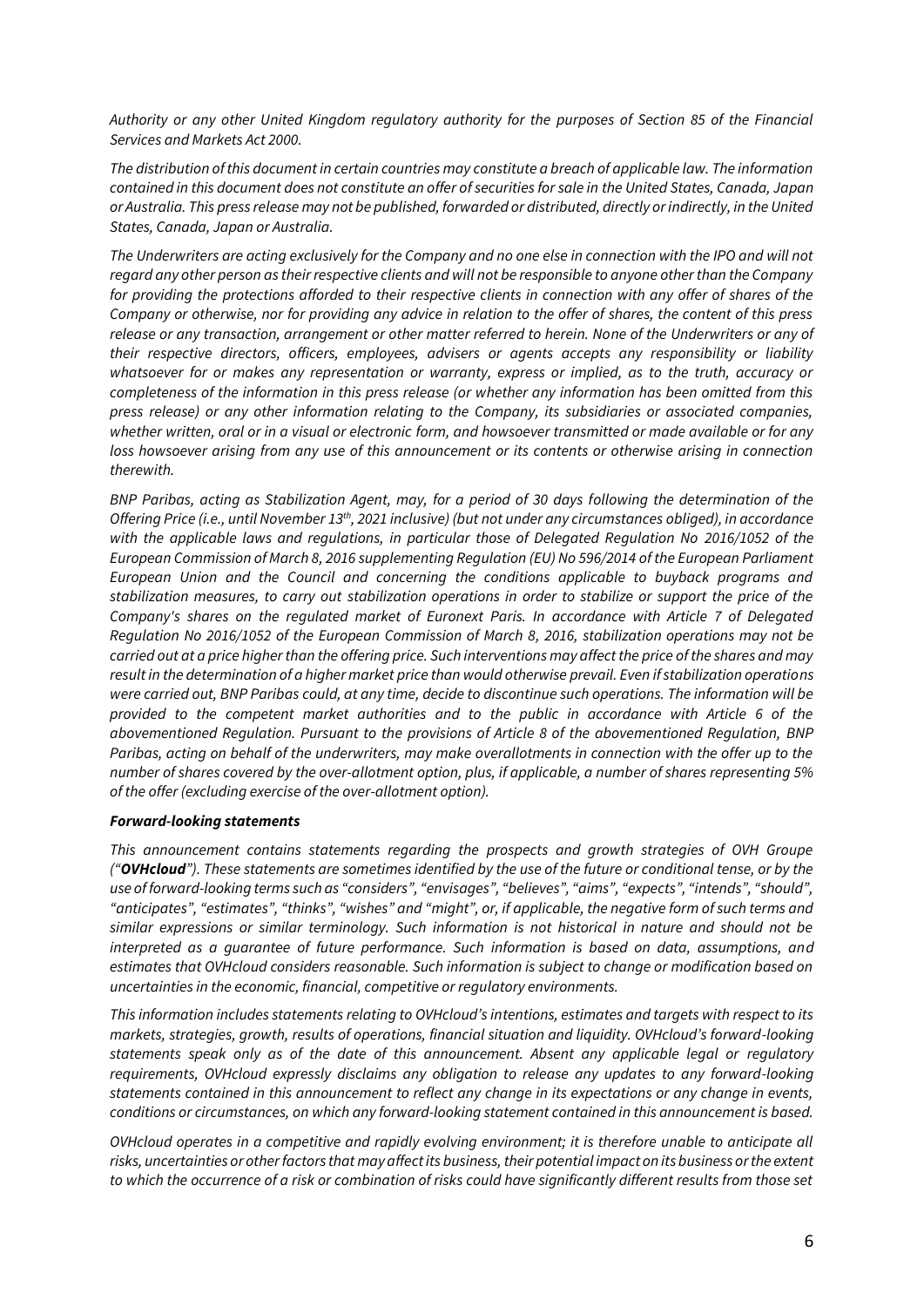*Authority or any other United Kingdom regulatory authority for the purposes of Section 85 of the Financial Services and Markets Act 2000.*

*The distribution of this document in certain countries may constitute a breach of applicable law. The information contained in this document does not constitute an offer of securities for sale in the United States, Canada, Japan or Australia. This press release may not be published, forwarded or distributed, directly or indirectly, in the United States, Canada, Japan or Australia.*

*The Underwriters are acting exclusively for the Company and no one else in connection with the IPO and will not regard any other person as their respective clients and will not be responsible to anyone other than the Company for providing the protections afforded to their respective clients in connection with any offer of shares of the Company or otherwise, nor for providing any advice in relation to the offer of shares, the content of this press release or any transaction, arrangement or other matter referred to herein. None of the Underwriters or any of their respective directors, officers, employees, advisers or agents accepts any responsibility or liability whatsoever for or makes any representation or warranty, express or implied, as to the truth, accuracy or completeness of the information in this press release (or whether any information has been omitted from this press release) or any other information relating to the Company, its subsidiaries or associated companies, whether written, oral or in a visual or electronic form, and howsoever transmitted or made available or for any loss howsoever arising from any use of this announcement or its contents or otherwise arising in connection therewith.*

*BNP Paribas, acting as Stabilization Agent, may, for a period of 30 days following the determination of the Offering Price (i.e., until November 13th, 2021 inclusive) (but not under any circumstances obliged), in accordance with the applicable laws and regulations, in particular those of Delegated Regulation No 2016/1052 of the European Commission of March 8, 2016 supplementing Regulation (EU) No 596/2014 of the European Parliament European Union and the Council and concerning the conditions applicable to buyback programs and stabilization measures, to carry out stabilization operations in order to stabilize or support the price of the Company's shares on the regulated market of Euronext Paris. In accordance with Article 7 of Delegated Regulation No 2016/1052 of the European Commission of March 8, 2016, stabilization operations may not be carried out at a price higher than the offering price. Such interventions may affect the price of the shares and may result in the determination of a higher market price than would otherwise prevail. Even if stabilization operations were carried out, BNP Paribas could, at any time, decide to discontinue such operations. The information will be provided to the competent market authorities and to the public in accordance with Article 6 of the abovementioned Regulation. Pursuant to the provisions of Article 8 of the abovementioned Regulation, BNP Paribas, acting on behalf of the underwriters, may make overallotments in connection with the offer up to the number of shares covered by the over-allotment option, plus, if applicable, a number of shares representing 5% of the offer (excluding exercise of the over-allotment option).*

***Forward-looking statements***

*This announcement contains statements regarding the prospects and growth strategies of OVH Groupe ("**OVHcloud**"). These statements are sometimes identified by the use of the future or conditional tense, or by the use of forward-looking terms such as "considers", "envisages", "believes", "aims", "expects", "intends", "should", "anticipates", "estimates", "thinks", "wishes" and "might", or, if applicable, the negative form of such terms and similar expressions or similar terminology. Such information is not historical in nature and should not be interpreted as a guarantee of future performance. Such information is based on data, assumptions, and estimates that OVHcloud considers reasonable. Such information is subject to change or modification based on uncertainties in the economic, financial, competitive or regulatory environments.*

*This information includes statements relating to OVHcloud's intentions, estimates and targets with respect to its markets, strategies, growth, results of operations, financial situation and liquidity. OVHcloud's forward-looking statements speak only as of the date of this announcement. Absent any applicable legal or regulatory requirements, OVHcloud expressly disclaims any obligation to release any updates to any forward-looking statements contained in this announcement to reflect any change in its expectations or any change in events, conditions or circumstances, on which any forward-looking statement contained in this announcement is based.*

*OVHcloud operates in a competitive and rapidly evolving environment; it is therefore unable to anticipate all risks, uncertainties or other factors that may affect its business, their potential impact on its business or the extent to which the occurrence of a risk or combination of risks could have significantly different results from those set*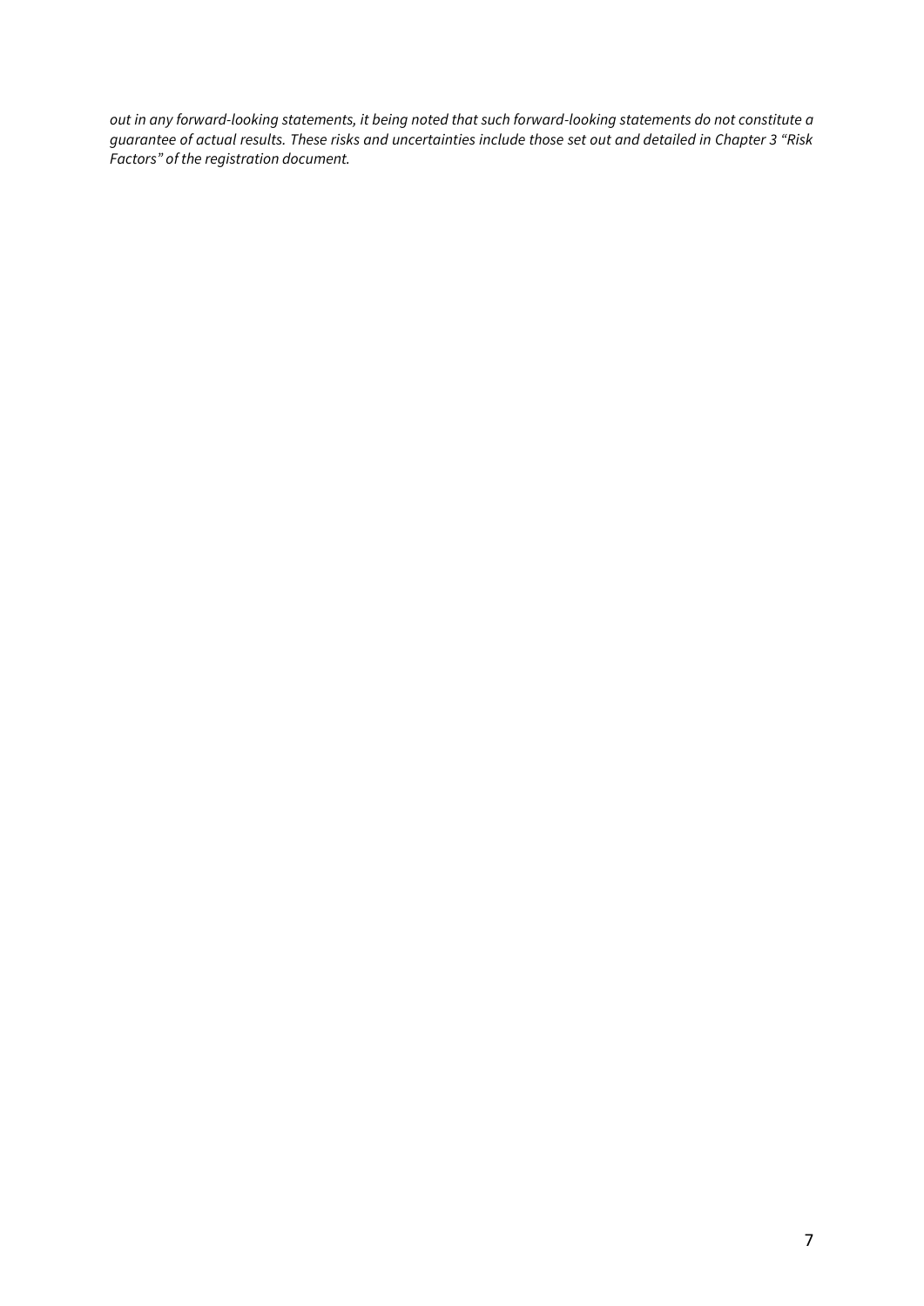*out in any forward-looking statements, it being noted that such forward-looking statements do not constitute a guarantee of actual results. These risks and uncertainties include those set out and detailed in Chapter 3 "Risk Factors" of the registration document.*